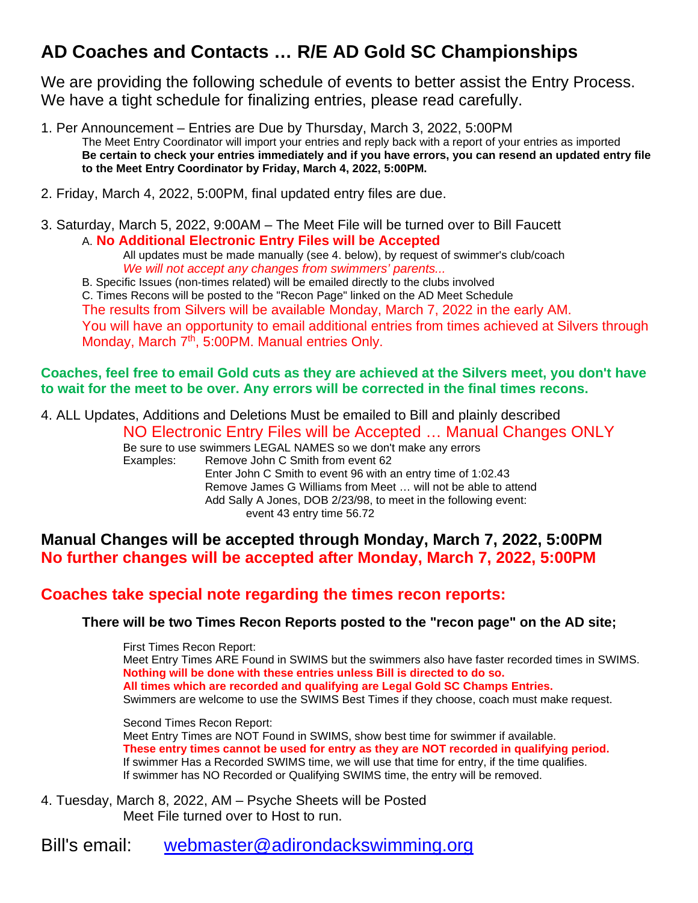# AD Coaches and Contacts … R/E AD Gold SC Championships

We are providing the following schedule of events to better assist the Entry Process. We have a tight schedule for finalizing entries, please read carefully.

1. Per Announcement – Entries are Due by Thursday, March 3, 2022, 5:00PM
   The Meet Entry Coordinator will import your entries and reply back with a report of your entries as imported
   **Be certain to check your entries immediately and if you have errors, you can resend an updated entry file to the Meet Entry Coordinator by Friday, March 4, 2022, 5:00PM.**

2. Friday, March 4, 2022, 5:00PM, final updated entry files are due.

3. Saturday, March 5, 2022, 9:00AM – The Meet File will be turned over to Bill Faucett
   A. **No Additional Electronic Entry Files will be Accepted**
      All updates must be made manually (see 4. below), by request of swimmer's club/coach
      *We will not accept any changes from swimmers' parents...*
   B. Specific Issues (non-times related) will be emailed directly to the clubs involved
   C. Times Recons will be posted to the "Recon Page" linked on the AD Meet Schedule
   The results from Silvers will be available Monday, March 7, 2022 in the early AM.
   You will have an opportunity to email additional entries from times achieved at Silvers through Monday, March 7th, 5:00PM. Manual entries Only.

**Coaches, feel free to email Gold cuts as they are achieved at the Silvers meet, you don't have to wait for the meet to be over. Any errors will be corrected in the final times recons.**

4. ALL Updates, Additions and Deletions Must be emailed to Bill and plainly described
   NO Electronic Entry Files will be Accepted … Manual Changes ONLY
   Be sure to use swimmers LEGAL NAMES so we don't make any errors
   Examples:
   - Remove John C Smith from event 62
   - Enter John C Smith to event 96 with an entry time of 1:02.43
   - Remove James G Williams from Meet … will not be able to attend
   - Add Sally A Jones, DOB 2/23/98, to meet in the following event:
     event 43 entry time 56.72

**Manual Changes will be accepted through Monday, March 7, 2022, 5:00PM**
**No further changes will be accepted after Monday, March 7, 2022, 5:00PM**

## Coaches take special note regarding the times recon reports:

**There will be two Times Recon Reports posted to the "recon page" on the AD site;**

First Times Recon Report:
Meet Entry Times ARE Found in SWIMS but the swimmers also have faster recorded times in SWIMS.
**Nothing will be done with these entries unless Bill is directed to do so.**
**All times which are recorded and qualifying are Legal Gold SC Champs Entries.**
Swimmers are welcome to use the SWIMS Best Times if they choose, coach must make request.

Second Times Recon Report:
Meet Entry Times are NOT Found in SWIMS, show best time for swimmer if available.
**These entry times cannot be used for entry as they are NOT recorded in qualifying period.**
If swimmer Has a Recorded SWIMS time, we will use that time for entry, if the time qualifies.
If swimmer has NO Recorded or Qualifying SWIMS time, the entry will be removed.

4. Tuesday, March 8, 2022, AM – Psyche Sheets will be Posted
   Meet File turned over to Host to run.

Bill's email: webmaster@adirondackswimming.org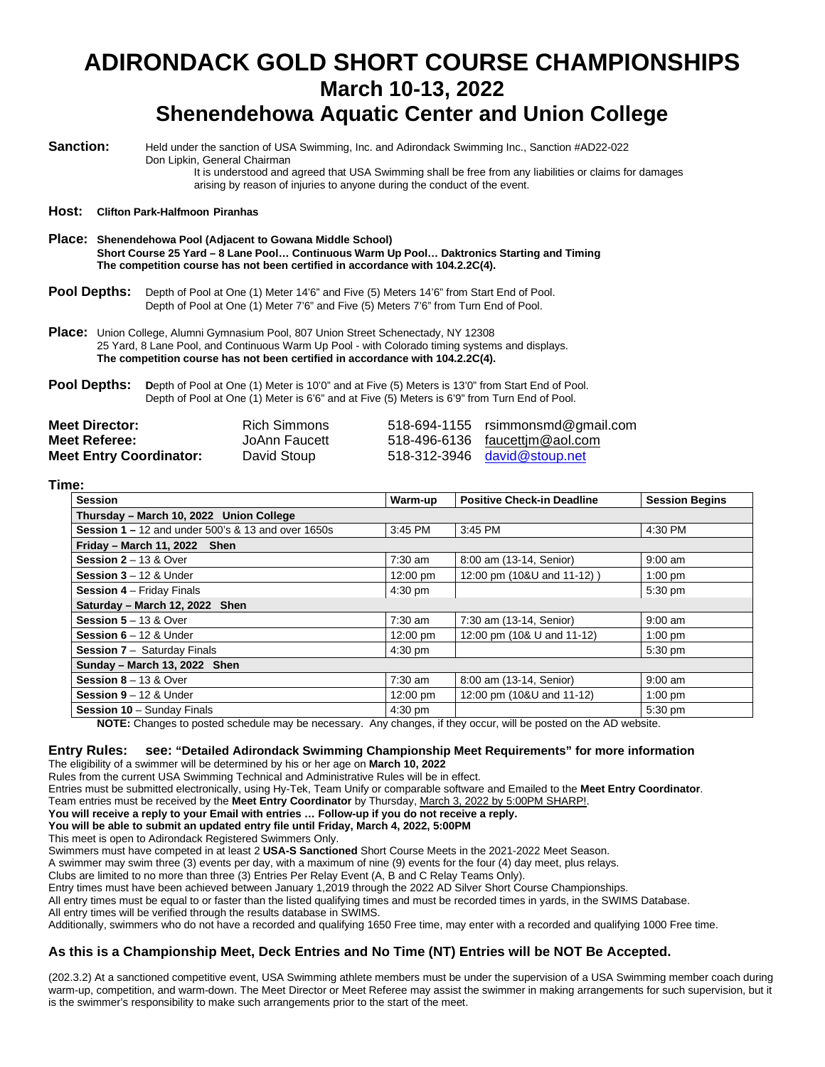# ADIRONDACK GOLD SHORT COURSE CHAMPIONSHIPS

## March 10-13, 2022

## Shenendehowa Aquatic Center and Union College

**Sanction:** Held under the sanction of USA Swimming, Inc. and Adirondack Swimming Inc., Sanction #AD22-022
Don Lipkin, General Chairman
It is understood and agreed that USA Swimming shall be free from any liabilities or claims for damages arising by reason of injuries to anyone during the conduct of the event.

**Host:** **Clifton Park-Halfmoon Piranhas**

**Place:** **Shenendehowa Pool (Adjacent to Gowana Middle School)**
**Short Course 25 Yard – 8 Lane Pool… Continuous Warm Up Pool… Daktronics Starting and Timing**
**The competition course has not been certified in accordance with 104.2.2C(4).**

**Pool Depths:** Depth of Pool at One (1) Meter 14'6" and Five (5) Meters 14'6" from Start End of Pool.
Depth of Pool at One (1) Meter 7'6" and Five (5) Meters 7'6" from Turn End of Pool.

**Place:** Union College, Alumni Gymnasium Pool, 807 Union Street Schenectady, NY 12308
25 Yard, 8 Lane Pool, and Continuous Warm Up Pool - with Colorado timing systems and displays.
**The competition course has not been certified in accordance with 104.2.2C(4).**

**Pool Depths:** **D**epth of Pool at One (1) Meter is 10'0" and at Five (5) Meters is 13'0" from Start End of Pool.
Depth of Pool at One (1) Meter is 6'6" and at Five (5) Meters is 6'9" from Turn End of Pool.

| | | | |
|---|---|---|---|
| **Meet Director:** | Rich Simmons | 518-694-1155 | rsimmonsmd@gmail.com |
| **Meet Referee:** | JoAnn Faucett | 518-496-6136 | faucettjm@aol.com |
| **Meet Entry Coordinator:** | David Stoup | 518-312-3946 | david@stoup.net |

**Time:**

| Session | Warm-up | Positive Check-in Deadline | Session Begins |
|---|---|---|---|
| **Thursday – March 10, 2022 Union College** | | | |
| **Session 1 –** 12 and under 500's & 13 and over 1650s | 3:45 PM | 3:45 PM | 4:30 PM |
| **Friday – March 11, 2022 Shen** | | | |
| **Session 2** – 13 & Over | 7:30 am | 8:00 am (13-14, Senior) | 9:00 am |
| **Session 3** – 12 & Under | 12:00 pm | 12:00 pm (10&U and 11-12) ) | 1:00 pm |
| **Session 4** – Friday Finals | 4:30 pm | | 5:30 pm |
| **Saturday – March 12, 2022 Shen** | | | |
| **Session 5** – 13 & Over | 7:30 am | 7:30 am (13-14, Senior) | 9:00 am |
| **Session 6** – 12 & Under | 12:00 pm | 12:00 pm (10& U and 11-12) | 1:00 pm |
| **Session 7** – Saturday Finals | 4:30 pm | | 5:30 pm |
| **Sunday – March 13, 2022 Shen** | | | |
| **Session 8** – 13 & Over | 7:30 am | 8:00 am (13-14, Senior) | 9:00 am |
| **Session 9** – 12 & Under | 12:00 pm | 12:00 pm (10&U and 11-12) | 1:00 pm |
| **Session 10** – Sunday Finals | 4:30 pm | | 5:30 pm |

**NOTE:** Changes to posted schedule may be necessary. Any changes, if they occur, will be posted on the AD website.

**Entry Rules: see: "Detailed Adirondack Swimming Championship Meet Requirements" for more information**

The eligibility of a swimmer will be determined by his or her age on **March 10, 2022**
Rules from the current USA Swimming Technical and Administrative Rules will be in effect.
Entries must be submitted electronically, using Hy-Tek, Team Unify or comparable software and Emailed to the **Meet Entry Coordinator**.
Team entries must be received by the **Meet Entry Coordinator** by Thursday, March 3, 2022 by 5:00PM SHARP!.
**You will receive a reply to your Email with entries … Follow-up if you do not receive a reply.**
**You will be able to submit an updated entry file until Friday, March 4, 2022, 5:00PM**
This meet is open to Adirondack Registered Swimmers Only.
Swimmers must have competed in at least 2 **USA-S Sanctioned** Short Course Meets in the 2021-2022 Meet Season.
A swimmer may swim three (3) events per day, with a maximum of nine (9) events for the four (4) day meet, plus relays.
Clubs are limited to no more than three (3) Entries Per Relay Event (A, B and C Relay Teams Only).
Entry times must have been achieved between January 1,2019 through the 2022 AD Silver Short Course Championships.
All entry times must be equal to or faster than the listed qualifying times and must be recorded times in yards, in the SWIMS Database.
All entry times will be verified through the results database in SWIMS.
Additionally, swimmers who do not have a recorded and qualifying 1650 Free time, may enter with a recorded and qualifying 1000 Free time.

**As this is a Championship Meet, Deck Entries and No Time (NT) Entries will be NOT Be Accepted.**

(202.3.2) At a sanctioned competitive event, USA Swimming athlete members must be under the supervision of a USA Swimming member coach during warm-up, competition, and warm-down. The Meet Director or Meet Referee may assist the swimmer in making arrangements for such supervision, but it is the swimmer's responsibility to make such arrangements prior to the start of the meet.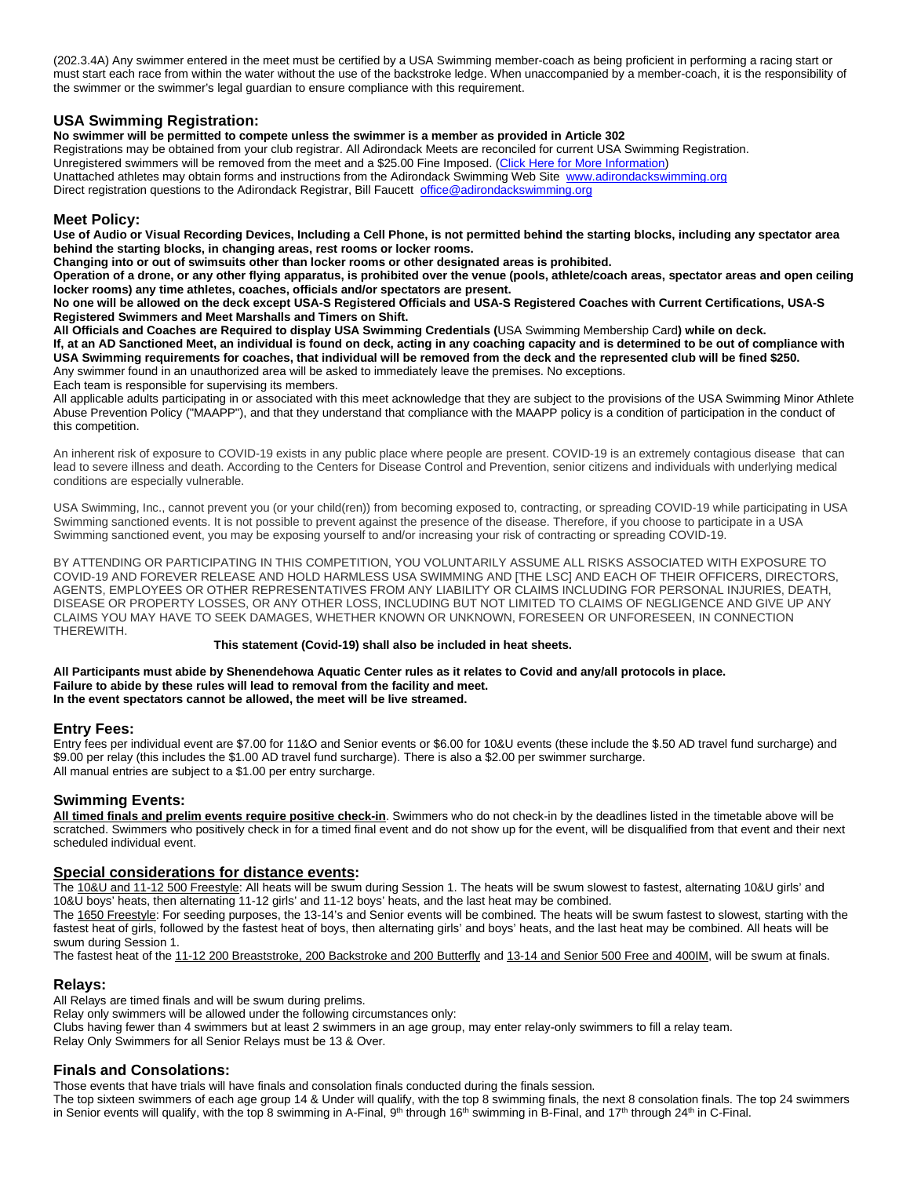(202.3.4A) Any swimmer entered in the meet must be certified by a USA Swimming member-coach as being proficient in performing a racing start or must start each race from within the water without the use of the backstroke ledge. When unaccompanied by a member-coach, it is the responsibility of the swimmer or the swimmer's legal guardian to ensure compliance with this requirement.

## USA Swimming Registration:

**No swimmer will be permitted to compete unless the swimmer is a member as provided in Article 302**

Registrations may be obtained from your club registrar. All Adirondack Meets are reconciled for current USA Swimming Registration.

Unregistered swimmers will be removed from the meet and a $25.00 Fine Imposed. ([Click Here for More Information](#))

Unattached athletes may obtain forms and instructions from the Adirondack Swimming Web Site [www.adirondackswimming.org](http://www.adirondackswimming.org)

Direct registration questions to the Adirondack Registrar, Bill Faucett [office@adirondackswimming.org](mailto:office@adirondackswimming.org)

## Meet Policy:

**Use of Audio or Visual Recording Devices, Including a Cell Phone, is not permitted behind the starting blocks, including any spectator area behind the starting blocks, in changing areas, rest rooms or locker rooms.**

**Changing into or out of swimsuits other than locker rooms or other designated areas is prohibited.**

**Operation of a drone, or any other flying apparatus, is prohibited over the venue (pools, athlete/coach areas, spectator areas and open ceiling locker rooms) any time athletes, coaches, officials and/or spectators are present.**

**No one will be allowed on the deck except USA-S Registered Officials and USA-S Registered Coaches with Current Certifications, USA-S Registered Swimmers and Meet Marshalls and Timers on Shift.**

**All Officials and Coaches are Required to display USA Swimming Credentials (**USA Swimming Membership Card**) while on deck.**

**If, at an AD Sanctioned Meet, an individual is found on deck, acting in any coaching capacity and is determined to be out of compliance with USA Swimming requirements for coaches, that individual will be removed from the deck and the represented club will be fined $250.**

Any swimmer found in an unauthorized area will be asked to immediately leave the premises. No exceptions.

Each team is responsible for supervising its members.

All applicable adults participating in or associated with this meet acknowledge that they are subject to the provisions of the USA Swimming Minor Athlete Abuse Prevention Policy ("MAAPP"), and that they understand that compliance with the MAAPP policy is a condition of participation in the conduct of this competition.

An inherent risk of exposure to COVID-19 exists in any public place where people are present. COVID-19 is an extremely contagious disease that can lead to severe illness and death. According to the Centers for Disease Control and Prevention, senior citizens and individuals with underlying medical conditions are especially vulnerable.

USA Swimming, Inc., cannot prevent you (or your child(ren)) from becoming exposed to, contracting, or spreading COVID-19 while participating in USA Swimming sanctioned events. It is not possible to prevent against the presence of the disease. Therefore, if you choose to participate in a USA Swimming sanctioned event, you may be exposing yourself to and/or increasing your risk of contracting or spreading COVID-19.

BY ATTENDING OR PARTICIPATING IN THIS COMPETITION, YOU VOLUNTARILY ASSUME ALL RISKS ASSOCIATED WITH EXPOSURE TO COVID-19 AND FOREVER RELEASE AND HOLD HARMLESS USA SWIMMING AND [THE LSC] AND EACH OF THEIR OFFICERS, DIRECTORS, AGENTS, EMPLOYEES OR OTHER REPRESENTATIVES FROM ANY LIABILITY OR CLAIMS INCLUDING FOR PERSONAL INJURIES, DEATH, DISEASE OR PROPERTY LOSSES, OR ANY OTHER LOSS, INCLUDING BUT NOT LIMITED TO CLAIMS OF NEGLIGENCE AND GIVE UP ANY CLAIMS YOU MAY HAVE TO SEEK DAMAGES, WHETHER KNOWN OR UNKNOWN, FORESEEN OR UNFORESEEN, IN CONNECTION THEREWITH.

**This statement (Covid-19) shall also be included in heat sheets.**

**All Participants must abide by Shenendehowa Aquatic Center rules as it relates to Covid and any/all protocols in place.**
**Failure to abide by these rules will lead to removal from the facility and meet.**
**In the event spectators cannot be allowed, the meet will be live streamed.**

## Entry Fees:

Entry fees per individual event are $7.00 for 11&O and Senior events or $6.00 for 10&U events (these include the $.50 AD travel fund surcharge) and $9.00 per relay (this includes the $1.00 AD travel fund surcharge). There is also a $2.00 per swimmer surcharge.

All manual entries are subject to a $1.00 per entry surcharge.

## Swimming Events:

**All timed finals and prelim events require positive check-in**. Swimmers who do not check-in by the deadlines listed in the timetable above will be scratched. Swimmers who positively check in for a timed final event and do not show up for the event, will be disqualified from that event and their next scheduled individual event.

## Special considerations for distance events:

The 10&U and 11-12 500 Freestyle: All heats will be swum during Session 1. The heats will be swum slowest to fastest, alternating 10&U girls' and 10&U boys' heats, then alternating 11-12 girls' and 11-12 boys' heats, and the last heat may be combined.

The 1650 Freestyle: For seeding purposes, the 13-14's and Senior events will be combined. The heats will be swum fastest to slowest, starting with the fastest heat of girls, followed by the fastest heat of boys, then alternating girls' and boys' heats, and the last heat may be combined. All heats will be swum during Session 1.

The fastest heat of the 11-12 200 Breaststroke, 200 Backstroke and 200 Butterfly and 13-14 and Senior 500 Free and 400IM, will be swum at finals.

## Relays:

All Relays are timed finals and will be swum during prelims.

Relay only swimmers will be allowed under the following circumstances only:

Clubs having fewer than 4 swimmers but at least 2 swimmers in an age group, may enter relay-only swimmers to fill a relay team.

Relay Only Swimmers for all Senior Relays must be 13 & Over.

## Finals and Consolations:

Those events that have trials will have finals and consolation finals conducted during the finals session.

The top sixteen swimmers of each age group 14 & Under will qualify, with the top 8 swimming finals, the next 8 consolation finals. The top 24 swimmers in Senior events will qualify, with the top 8 swimming in A-Final, 9th through 16th swimming in B-Final, and 17th through 24th in C-Final.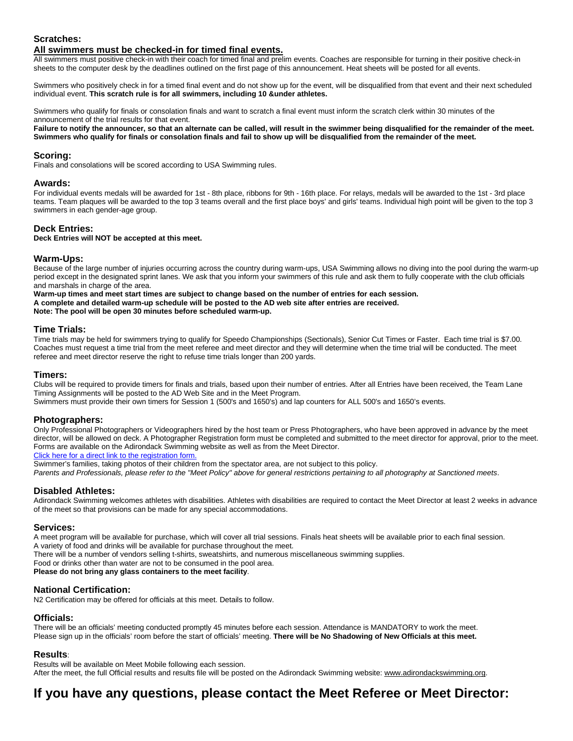## Scratches:

**All swimmers must be checked-in for timed final events.**

All swimmers must positive check-in with their coach for timed final and prelim events. Coaches are responsible for turning in their positive check-in sheets to the computer desk by the deadlines outlined on the first page of this announcement. Heat sheets will be posted for all events.

Swimmers who positively check in for a timed final event and do not show up for the event, will be disqualified from that event and their next scheduled individual event. **This scratch rule is for all swimmers, including 10 &under athletes.**

Swimmers who qualify for finals or consolation finals and want to scratch a final event must inform the scratch clerk within 30 minutes of the announcement of the trial results for that event.

**Failure to notify the announcer, so that an alternate can be called, will result in the swimmer being disqualified for the remainder of the meet. Swimmers who qualify for finals or consolation finals and fail to show up will be disqualified from the remainder of the meet.**

## Scoring:

Finals and consolations will be scored according to USA Swimming rules.

## Awards:

For individual events medals will be awarded for 1st - 8th place, ribbons for 9th - 16th place. For relays, medals will be awarded to the 1st - 3rd place teams. Team plaques will be awarded to the top 3 teams overall and the first place boys' and girls' teams. Individual high point will be given to the top 3 swimmers in each gender-age group.

## Deck Entries:

**Deck Entries will NOT be accepted at this meet.**

## Warm-Ups:

Because of the large number of injuries occurring across the country during warm-ups, USA Swimming allows no diving into the pool during the warm-up period except in the designated sprint lanes. We ask that you inform your swimmers of this rule and ask them to fully cooperate with the club officials and marshals in charge of the area.

**Warm-up times and meet start times are subject to change based on the number of entries for each session.**
**A complete and detailed warm-up schedule will be posted to the AD web site after entries are received.**
**Note: The pool will be open 30 minutes before scheduled warm-up.**

## Time Trials:

Time trials may be held for swimmers trying to qualify for Speedo Championships (Sectionals), Senior Cut Times or Faster. Each time trial is $7.00. Coaches must request a time trial from the meet referee and meet director and they will determine when the time trial will be conducted. The meet referee and meet director reserve the right to refuse time trials longer than 200 yards.

## Timers:

Clubs will be required to provide timers for finals and trials, based upon their number of entries. After all Entries have been received, the Team Lane Timing Assignments will be posted to the AD Web Site and in the Meet Program.
Swimmers must provide their own timers for Session 1 (500's and 1650's) and lap counters for ALL 500's and 1650's events.

## Photographers:

Only Professional Photographers or Videographers hired by the host team or Press Photographers, who have been approved in advance by the meet director, will be allowed on deck. A Photographer Registration form must be completed and submitted to the meet director for approval, prior to the meet. Forms are available on the Adirondack Swimming website as well as from the Meet Director.
[Click here for a direct link to the registration form.]
Swimmer's families, taking photos of their children from the spectator area, are not subject to this policy.
*Parents and Professionals, please refer to the "Meet Policy" above for general restrictions pertaining to all photography at Sanctioned meets*.

## Disabled Athletes:

Adirondack Swimming welcomes athletes with disabilities. Athletes with disabilities are required to contact the Meet Director at least 2 weeks in advance of the meet so that provisions can be made for any special accommodations.

## Services:

A meet program will be available for purchase, which will cover all trial sessions. Finals heat sheets will be available prior to each final session.
A variety of food and drinks will be available for purchase throughout the meet.
There will be a number of vendors selling t-shirts, sweatshirts, and numerous miscellaneous swimming supplies.
Food or drinks other than water are not to be consumed in the pool area.
**Please do not bring any glass containers to the meet facility**.

## National Certification:

N2 Certification may be offered for officials at this meet. Details to follow.

## Officials:

There will be an officials' meeting conducted promptly 45 minutes before each session. Attendance is MANDATORY to work the meet.
Please sign up in the officials' room before the start of officials' meeting. **There will be No Shadowing of New Officials at this meet.**

## Results:

Results will be available on Meet Mobile following each session.
After the meet, the full Official results and results file will be posted on the Adirondack Swimming website: www.adirondackswimming.org.

# If you have any questions, please contact the Meet Referee or Meet Director: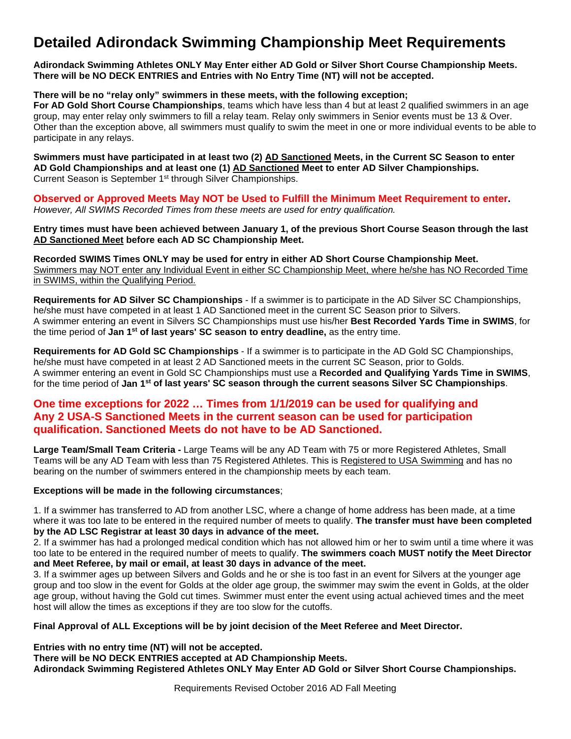# Detailed Adirondack Swimming Championship Meet Requirements

**Adirondack Swimming Athletes ONLY May Enter either AD Gold or Silver Short Course Championship Meets. There will be NO DECK ENTRIES and Entries with No Entry Time (NT) will not be accepted.**

**There will be no "relay only" swimmers in these meets, with the following exception;**
**For AD Gold Short Course Championships**, teams which have less than 4 but at least 2 qualified swimmers in an age group, may enter relay only swimmers to fill a relay team. Relay only swimmers in Senior events must be 13 & Over. Other than the exception above, all swimmers must qualify to swim the meet in one or more individual events to be able to participate in any relays.

**Swimmers must have participated in at least two (2) AD Sanctioned Meets, in the Current SC Season to enter AD Gold Championships and at least one (1) AD Sanctioned Meet to enter AD Silver Championships.**
Current Season is September 1st through Silver Championships.

**Observed or Approved Meets May NOT be Used to Fulfill the Minimum Meet Requirement to enter.**
*However, All SWIMS Recorded Times from these meets are used for entry qualification.*

**Entry times must have been achieved between January 1, of the previous Short Course Season through the last AD Sanctioned Meet before each AD SC Championship Meet.**

**Recorded SWIMS Times ONLY may be used for entry in either AD Short Course Championship Meet.**
Swimmers may NOT enter any Individual Event in either SC Championship Meet, where he/she has NO Recorded Time in SWIMS, within the Qualifying Period.

**Requirements for AD Silver SC Championships** - If a swimmer is to participate in the AD Silver SC Championships, he/she must have competed in at least 1 AD Sanctioned meet in the current SC Season prior to Silvers.
A swimmer entering an event in Silvers SC Championships must use his/her **Best Recorded Yards Time in SWIMS**, for the time period of **Jan 1st of last years' SC season to entry deadline,** as the entry time.

**Requirements for AD Gold SC Championships** - If a swimmer is to participate in the AD Gold SC Championships, he/she must have competed in at least 2 AD Sanctioned meets in the current SC Season, prior to Golds.
A swimmer entering an event in Gold SC Championships must use a **Recorded and Qualifying Yards Time in SWIMS**, for the time period of **Jan 1st of last years' SC season through the current seasons Silver SC Championships**.

## One time exceptions for 2022 … Times from 1/1/2019 can be used for qualifying and Any 2 USA-S Sanctioned Meets in the current season can be used for participation qualification. Sanctioned Meets do not have to be AD Sanctioned.

**Large Team/Small Team Criteria -** Large Teams will be any AD Team with 75 or more Registered Athletes, Small Teams will be any AD Team with less than 75 Registered Athletes. This is Registered to USA Swimming and has no bearing on the number of swimmers entered in the championship meets by each team.

**Exceptions will be made in the following circumstances**;

1. If a swimmer has transferred to AD from another LSC, where a change of home address has been made, at a time where it was too late to be entered in the required number of meets to qualify. **The transfer must have been completed by the AD LSC Registrar at least 30 days in advance of the meet.**
2. If a swimmer has had a prolonged medical condition which has not allowed him or her to swim until a time where it was too late to be entered in the required number of meets to qualify. **The swimmers coach MUST notify the Meet Director and Meet Referee, by mail or email, at least 30 days in advance of the meet.**
3. If a swimmer ages up between Silvers and Golds and he or she is too fast in an event for Silvers at the younger age group and too slow in the event for Golds at the older age group, the swimmer may swim the event in Golds, at the older age group, without having the Gold cut times. Swimmer must enter the event using actual achieved times and the meet host will allow the times as exceptions if they are too slow for the cutoffs.

**Final Approval of ALL Exceptions will be by joint decision of the Meet Referee and Meet Director.**

**Entries with no entry time (NT) will not be accepted.**
**There will be NO DECK ENTRIES accepted at AD Championship Meets.**
**Adirondack Swimming Registered Athletes ONLY May Enter AD Gold or Silver Short Course Championships.**

Requirements Revised October 2016 AD Fall Meeting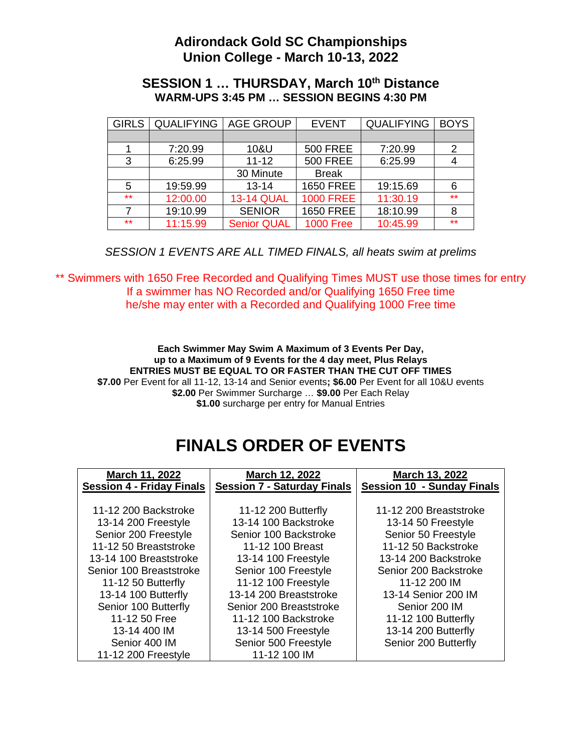# Adirondack Gold SC Championships
# Union College - March 10-13, 2022

## SESSION 1 … THURSDAY, March 10th Distance
### WARM-UPS 3:45 PM … SESSION BEGINS 4:30 PM

| GIRLS | QUALIFYING | AGE GROUP | EVENT | QUALIFYING | BOYS |
|---|---|---|---|---|---|
| | | | | | |
| 1 | 7:20.99 | 10&U | 500 FREE | 7:20.99 | 2 |
| 3 | 6:25.99 | 11-12 | 500 FREE | 6:25.99 | 4 |
| | | 30 Minute | Break | | |
| 5 | 19:59.99 | 13-14 | 1650 FREE | 19:15.69 | 6 |
| ** | 12:00.00 | 13-14 QUAL | 1000 FREE | 11:30.19 | ** |
| 7 | 19:10.99 | SENIOR | 1650 FREE | 18:10.99 | 8 |
| ** | 11:15.99 | Senior QUAL | 1000 Free | 10:45.99 | ** |

*SESSION 1 EVENTS ARE ALL TIMED FINALS, all heats swim at prelims*

** Swimmers with 1650 Free Recorded and Qualifying Times MUST use those times for entry
If a swimmer has NO Recorded and/or Qualifying 1650 Free time
he/she may enter with a Recorded and Qualifying 1000 Free time

**Each Swimmer May Swim A Maximum of 3 Events Per Day,**
**up to a Maximum of 9 Events for the 4 day meet, Plus Relays**
**ENTRIES MUST BE EQUAL TO OR FASTER THAN THE CUT OFF TIMES**
**$7.00** Per Event for all 11-12, 13-14 and Senior events**;** **$6.00** Per Event for all 10&U events
**$2.00** Per Swimmer Surcharge … **$9.00** Per Each Relay
**$1.00** surcharge per entry for Manual Entries

# FINALS ORDER OF EVENTS

| March 11, 2022<br>Session 4 - Friday Finals | March 12, 2022<br>Session 7 - Saturday Finals | March 13, 2022<br>Session 10 - Sunday Finals |
|---|---|---|
| 11-12 200 Backstroke | 11-12 200 Butterfly | 11-12 200 Breaststroke |
| 13-14 200 Freestyle | 13-14 100 Backstroke | 13-14 50 Freestyle |
| Senior 200 Freestyle | Senior 100 Backstroke | Senior 50 Freestyle |
| 11-12 50 Breaststroke | 11-12 100 Breast | 11-12 50 Backstroke |
| 13-14 100 Breaststroke | 13-14 100 Freestyle | 13-14 200 Backstroke |
| Senior 100 Breaststroke | Senior 100 Freestyle | Senior 200 Backstroke |
| 11-12 50 Butterfly | 11-12 100 Freestyle | 11-12 200 IM |
| 13-14 100 Butterfly | 13-14 200 Breaststroke | 13-14 Senior 200 IM |
| Senior 100 Butterfly | Senior 200 Breaststroke | Senior 200 IM |
| 11-12 50 Free | 11-12 100 Backstroke | 11-12 100 Butterfly |
| 13-14 400 IM | 13-14 500 Freestyle | 13-14 200 Butterfly |
| Senior 400 IM | Senior 500 Freestyle | Senior 200 Butterfly |
| 11-12 200 Freestyle | 11-12 100 IM | |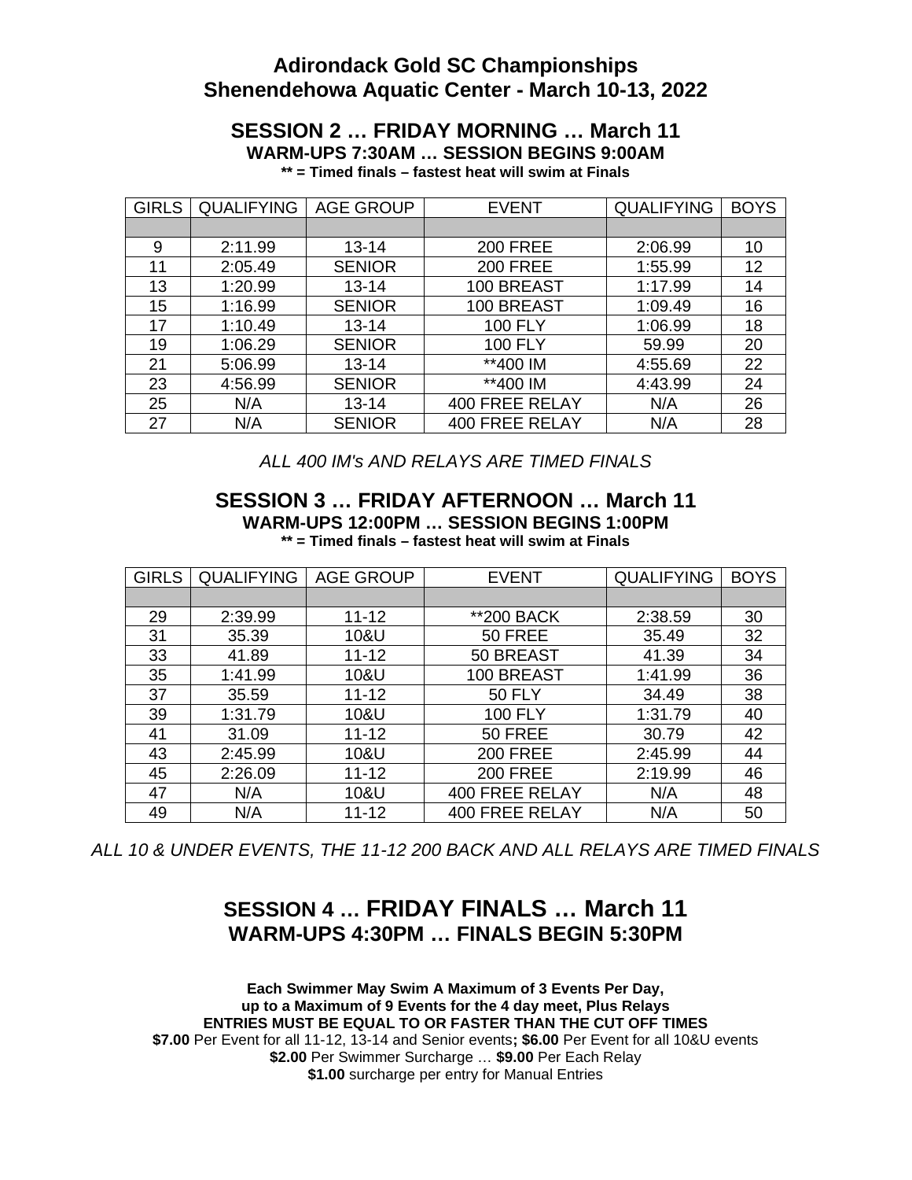# Adirondack Gold SC Championships
# Shenendehowa Aquatic Center - March 10-13, 2022

## SESSION 2 … FRIDAY MORNING … March 11

**WARM-UPS 7:30AM … SESSION BEGINS 9:00AM**

**** = Timed finals – fastest heat will swim at Finals**

| GIRLS | QUALIFYING | AGE GROUP | EVENT | QUALIFYING | BOYS |
|---|---|---|---|---|---|
| | | | | | |
| 9 | 2:11.99 | 13-14 | 200 FREE | 2:06.99 | 10 |
| 11 | 2:05.49 | SENIOR | 200 FREE | 1:55.99 | 12 |
| 13 | 1:20.99 | 13-14 | 100 BREAST | 1:17.99 | 14 |
| 15 | 1:16.99 | SENIOR | 100 BREAST | 1:09.49 | 16 |
| 17 | 1:10.49 | 13-14 | 100 FLY | 1:06.99 | 18 |
| 19 | 1:06.29 | SENIOR | 100 FLY | 59.99 | 20 |
| 21 | 5:06.99 | 13-14 | **400 IM | 4:55.69 | 22 |
| 23 | 4:56.99 | SENIOR | **400 IM | 4:43.99 | 24 |
| 25 | N/A | 13-14 | 400 FREE RELAY | N/A | 26 |
| 27 | N/A | SENIOR | 400 FREE RELAY | N/A | 28 |

*ALL 400 IM's AND RELAYS ARE TIMED FINALS*

## SESSION 3 … FRIDAY AFTERNOON … March 11

**WARM-UPS 12:00PM … SESSION BEGINS 1:00PM**

**** = Timed finals – fastest heat will swim at Finals**

| GIRLS | QUALIFYING | AGE GROUP | EVENT | QUALIFYING | BOYS |
|---|---|---|---|---|---|
| | | | | | |
| 29 | 2:39.99 | 11-12 | **200 BACK | 2:38.59 | 30 |
| 31 | 35.39 | 10&U | 50 FREE | 35.49 | 32 |
| 33 | 41.89 | 11-12 | 50 BREAST | 41.39 | 34 |
| 35 | 1:41.99 | 10&U | 100 BREAST | 1:41.99 | 36 |
| 37 | 35.59 | 11-12 | 50 FLY | 34.49 | 38 |
| 39 | 1:31.79 | 10&U | 100 FLY | 1:31.79 | 40 |
| 41 | 31.09 | 11-12 | 50 FREE | 30.79 | 42 |
| 43 | 2:45.99 | 10&U | 200 FREE | 2:45.99 | 44 |
| 45 | 2:26.09 | 11-12 | 200 FREE | 2:19.99 | 46 |
| 47 | N/A | 10&U | 400 FREE RELAY | N/A | 48 |
| 49 | N/A | 11-12 | 400 FREE RELAY | N/A | 50 |

*ALL 10 & UNDER EVENTS, THE 11-12 200 BACK AND ALL RELAYS ARE TIMED FINALS*

## SESSION 4 … FRIDAY FINALS … March 11

## WARM-UPS 4:30PM … FINALS BEGIN 5:30PM

**Each Swimmer May Swim A Maximum of 3 Events Per Day,**
**up to a Maximum of 9 Events for the 4 day meet, Plus Relays**
**ENTRIES MUST BE EQUAL TO OR FASTER THAN THE CUT OFF TIMES**
**$7.00** Per Event for all 11-12, 13-14 and Senior events**; $6.00** Per Event for all 10&U events
**$2.00** Per Swimmer Surcharge … **$9.00** Per Each Relay
**$1.00** surcharge per entry for Manual Entries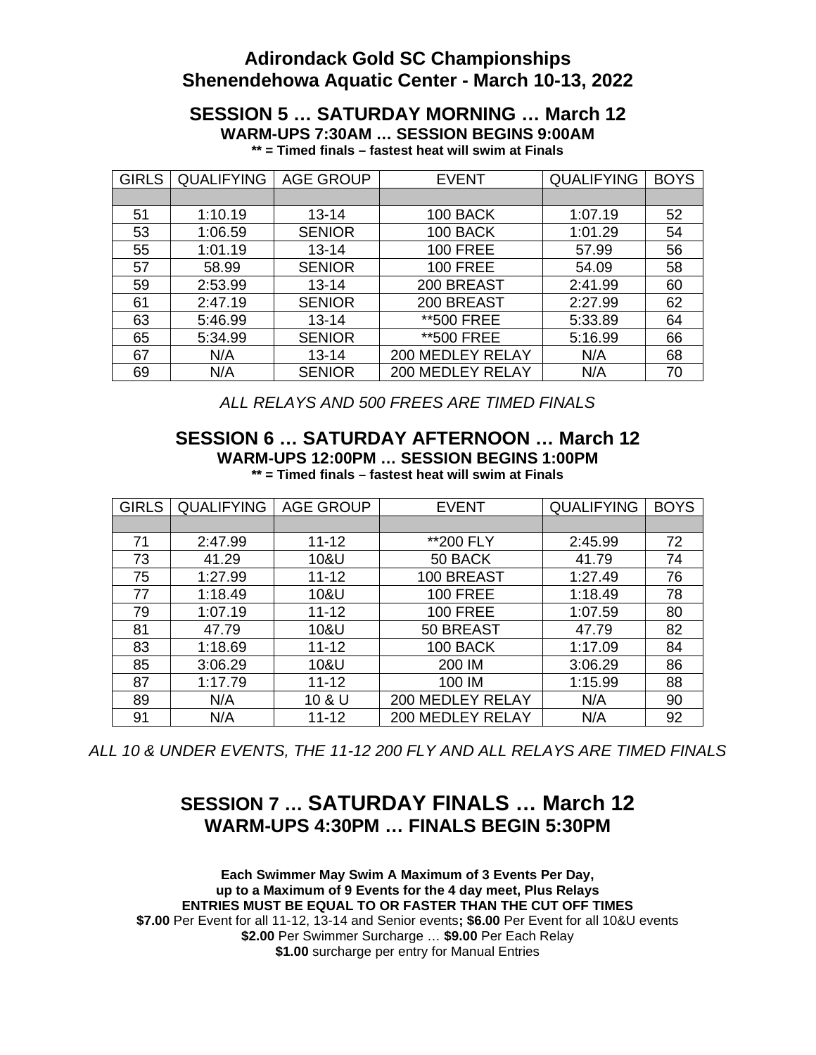# Adirondack Gold SC Championships
# Shenendehowa Aquatic Center - March 10-13, 2022

## SESSION 5 … SATURDAY MORNING … March 12

**WARM-UPS 7:30AM … SESSION BEGINS 9:00AM**

**** = Timed finals – fastest heat will swim at Finals**

| GIRLS | QUALIFYING | AGE GROUP | EVENT | QUALIFYING | BOYS |
|---|---|---|---|---|---|
| | | | | | |
| 51 | 1:10.19 | 13-14 | 100 BACK | 1:07.19 | 52 |
| 53 | 1:06.59 | SENIOR | 100 BACK | 1:01.29 | 54 |
| 55 | 1:01.19 | 13-14 | 100 FREE | 57.99 | 56 |
| 57 | 58.99 | SENIOR | 100 FREE | 54.09 | 58 |
| 59 | 2:53.99 | 13-14 | 200 BREAST | 2:41.99 | 60 |
| 61 | 2:47.19 | SENIOR | 200 BREAST | 2:27.99 | 62 |
| 63 | 5:46.99 | 13-14 | **500 FREE | 5:33.89 | 64 |
| 65 | 5:34.99 | SENIOR | **500 FREE | 5:16.99 | 66 |
| 67 | N/A | 13-14 | 200 MEDLEY RELAY | N/A | 68 |
| 69 | N/A | SENIOR | 200 MEDLEY RELAY | N/A | 70 |

*ALL RELAYS AND 500 FREES ARE TIMED FINALS*

## SESSION 6 … SATURDAY AFTERNOON … March 12

**WARM-UPS 12:00PM … SESSION BEGINS 1:00PM**

**** = Timed finals – fastest heat will swim at Finals**

| GIRLS | QUALIFYING | AGE GROUP | EVENT | QUALIFYING | BOYS |
|---|---|---|---|---|---|
| | | | | | |
| 71 | 2:47.99 | 11-12 | **200 FLY | 2:45.99 | 72 |
| 73 | 41.29 | 10&U | 50 BACK | 41.79 | 74 |
| 75 | 1:27.99 | 11-12 | 100 BREAST | 1:27.49 | 76 |
| 77 | 1:18.49 | 10&U | 100 FREE | 1:18.49 | 78 |
| 79 | 1:07.19 | 11-12 | 100 FREE | 1:07.59 | 80 |
| 81 | 47.79 | 10&U | 50 BREAST | 47.79 | 82 |
| 83 | 1:18.69 | 11-12 | 100 BACK | 1:17.09 | 84 |
| 85 | 3:06.29 | 10&U | 200 IM | 3:06.29 | 86 |
| 87 | 1:17.79 | 11-12 | 100 IM | 1:15.99 | 88 |
| 89 | N/A | 10 & U | 200 MEDLEY RELAY | N/A | 90 |
| 91 | N/A | 11-12 | 200 MEDLEY RELAY | N/A | 92 |

*ALL 10 & UNDER EVENTS, THE 11-12 200 FLY AND ALL RELAYS ARE TIMED FINALS*

## SESSION 7 … SATURDAY FINALS … March 12
## WARM-UPS 4:30PM … FINALS BEGIN 5:30PM

**Each Swimmer May Swim A Maximum of 3 Events Per Day,**
**up to a Maximum of 9 Events for the 4 day meet, Plus Relays**
**ENTRIES MUST BE EQUAL TO OR FASTER THAN THE CUT OFF TIMES**
**$7.00** Per Event for all 11-12, 13-14 and Senior events**;** **$6.00** Per Event for all 10&U events
**$2.00** Per Swimmer Surcharge … **$9.00** Per Each Relay
**$1.00** surcharge per entry for Manual Entries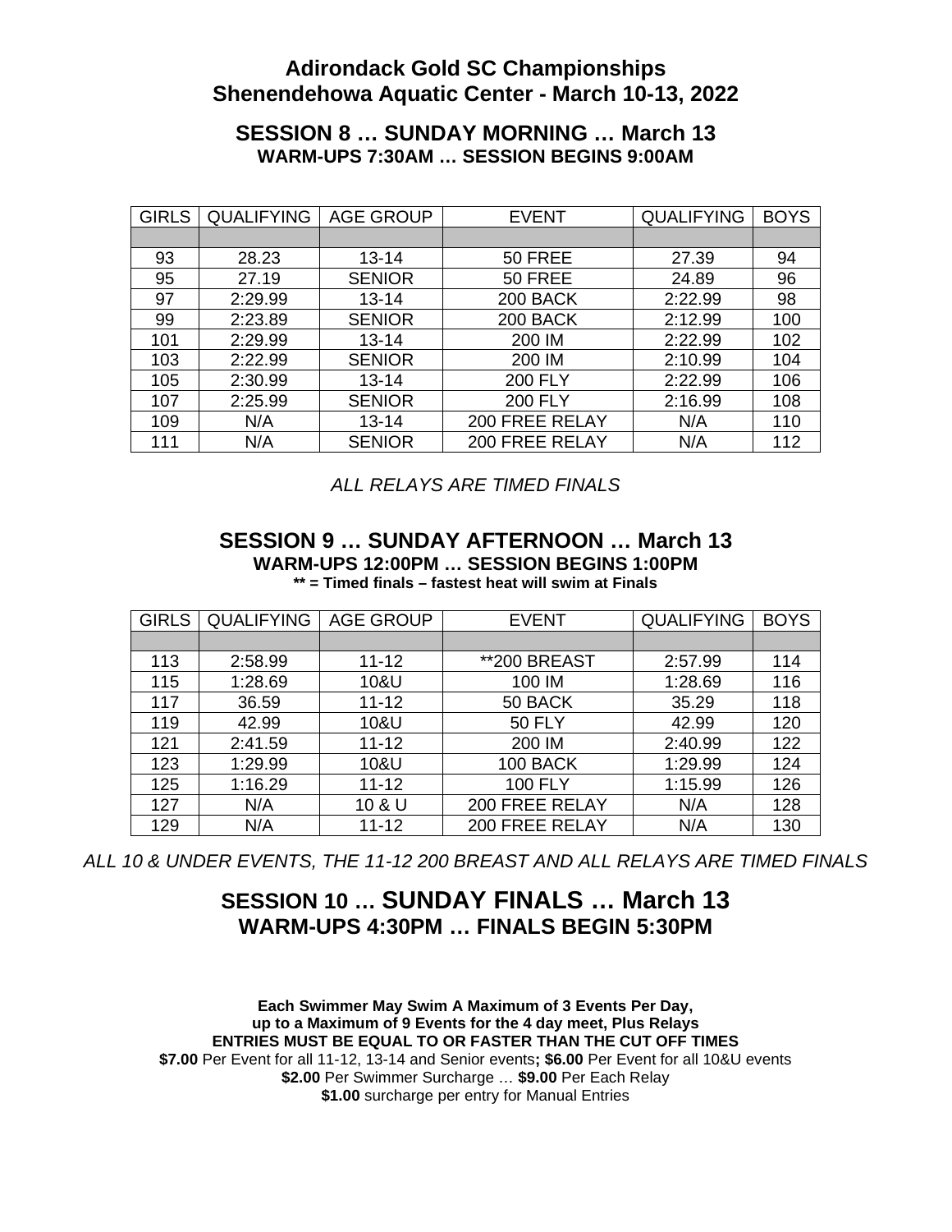## Adirondack Gold SC Championships
## Shenendehowa Aquatic Center - March 10-13, 2022

### SESSION 8 … SUNDAY MORNING … March 13
**WARM-UPS 7:30AM … SESSION BEGINS 9:00AM**

| GIRLS | QUALIFYING | AGE GROUP | EVENT | QUALIFYING | BOYS |
|---|---|---|---|---|---|
| | | | | | |
| 93 | 28.23 | 13-14 | 50 FREE | 27.39 | 94 |
| 95 | 27.19 | SENIOR | 50 FREE | 24.89 | 96 |
| 97 | 2:29.99 | 13-14 | 200 BACK | 2:22.99 | 98 |
| 99 | 2:23.89 | SENIOR | 200 BACK | 2:12.99 | 100 |
| 101 | 2:29.99 | 13-14 | 200 IM | 2:22.99 | 102 |
| 103 | 2:22.99 | SENIOR | 200 IM | 2:10.99 | 104 |
| 105 | 2:30.99 | 13-14 | 200 FLY | 2:22.99 | 106 |
| 107 | 2:25.99 | SENIOR | 200 FLY | 2:16.99 | 108 |
| 109 | N/A | 13-14 | 200 FREE RELAY | N/A | 110 |
| 111 | N/A | SENIOR | 200 FREE RELAY | N/A | 112 |

*ALL RELAYS ARE TIMED FINALS*

### SESSION 9 … SUNDAY AFTERNOON … March 13
**WARM-UPS 12:00PM … SESSION BEGINS 1:00PM**

**** = Timed finals – fastest heat will swim at Finals**

| GIRLS | QUALIFYING | AGE GROUP | EVENT | QUALIFYING | BOYS |
|---|---|---|---|---|---|
| | | | | | |
| 113 | 2:58.99 | 11-12 | **200 BREAST | 2:57.99 | 114 |
| 115 | 1:28.69 | 10&U | 100 IM | 1:28.69 | 116 |
| 117 | 36.59 | 11-12 | 50 BACK | 35.29 | 118 |
| 119 | 42.99 | 10&U | 50 FLY | 42.99 | 120 |
| 121 | 2:41.59 | 11-12 | 200 IM | 2:40.99 | 122 |
| 123 | 1:29.99 | 10&U | 100 BACK | 1:29.99 | 124 |
| 125 | 1:16.29 | 11-12 | 100 FLY | 1:15.99 | 126 |
| 127 | N/A | 10 & U | 200 FREE RELAY | N/A | 128 |
| 129 | N/A | 11-12 | 200 FREE RELAY | N/A | 130 |

*ALL 10 & UNDER EVENTS, THE 11-12 200 BREAST AND ALL RELAYS ARE TIMED FINALS*

### SESSION 10 … SUNDAY FINALS … March 13
### WARM-UPS 4:30PM … FINALS BEGIN 5:30PM

**Each Swimmer May Swim A Maximum of 3 Events Per Day,**
**up to a Maximum of 9 Events for the 4 day meet, Plus Relays**
**ENTRIES MUST BE EQUAL TO OR FASTER THAN THE CUT OFF TIMES**
**$7.00** Per Event for all 11-12, 13-14 and Senior events**;** **$6.00** Per Event for all 10&U events
**$2.00** Per Swimmer Surcharge … **$9.00** Per Each Relay
**$1.00** surcharge per entry for Manual Entries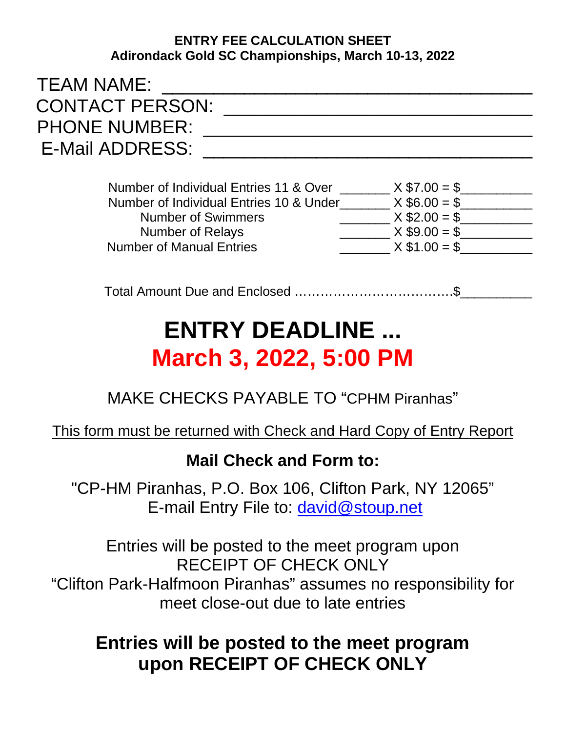**ENTRY FEE CALCULATION SHEET**
**Adirondack Gold SC Championships, March 10-13, 2022**

TEAM NAME: ________________________________

CONTACT PERSON: ________________________________

PHONE NUMBER: ________________________________

E-Mail ADDRESS: ________________________________

| | | |
|---|---|---|
| Number of Individual Entries 11 & Over | _______ | X $7.00 = $__________ |
| Number of Individual Entries 10 & Under | _______ | X $6.00 = $__________ |
| Number of Swimmers | _______ | X $2.00 = $__________ |
| Number of Relays | _______ | X $9.00 = $__________ |
| Number of Manual Entries | _______ | X $1.00 = $__________ |

Total Amount Due and Enclosed ……………………………….$__________

# ENTRY DEADLINE ...
# March 3, 2022, 5:00 PM

MAKE CHECKS PAYABLE TO "CPHM Piranhas"

This form must be returned with Check and Hard Copy of Entry Report

**Mail Check and Form to:**

"CP-HM Piranhas, P.O. Box 106, Clifton Park, NY 12065"
E-mail Entry File to: david@stoup.net

Entries will be posted to the meet program upon RECEIPT OF CHECK ONLY
"Clifton Park-Halfmoon Piranhas" assumes no responsibility for meet close-out due to late entries

**Entries will be posted to the meet program upon RECEIPT OF CHECK ONLY**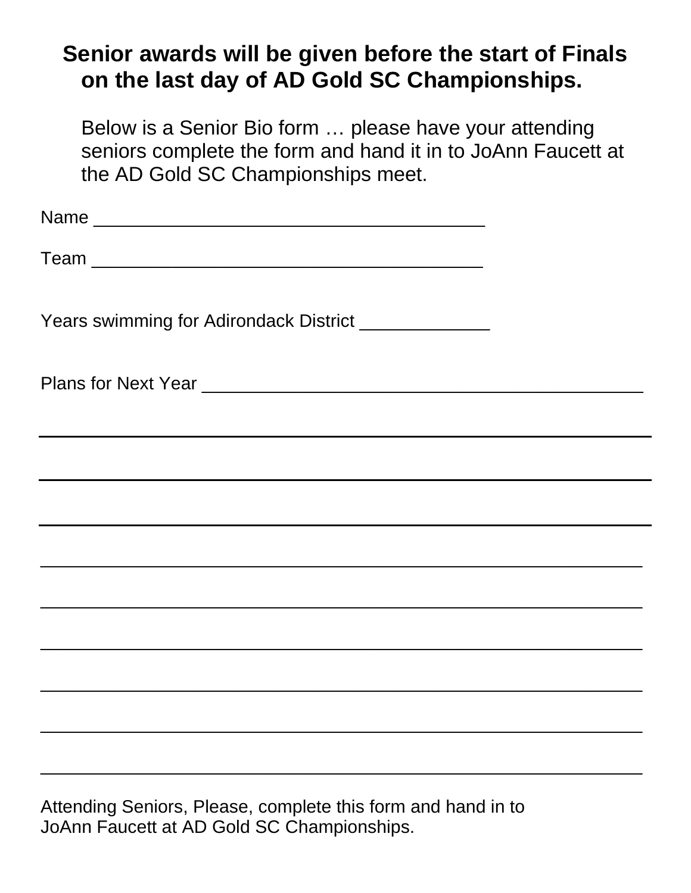**Senior awards will be given before the start of Finals on the last day of AD Gold SC Championships.**

Below is a Senior Bio form … please have your attending seniors complete the form and hand it in to JoAnn Faucett at the AD Gold SC Championships meet.

Name ______________________________________

Team ______________________________________

Years swimming for Adirondack District _____________

Plans for Next Year ___________________________________________

_______________________________________________________________

_______________________________________________________________

_______________________________________________________________

_______________________________________________________________

_______________________________________________________________

_______________________________________________________________

_______________________________________________________________

_______________________________________________________________

_______________________________________________________________

Attending Seniors, Please, complete this form and hand in to JoAnn Faucett at AD Gold SC Championships.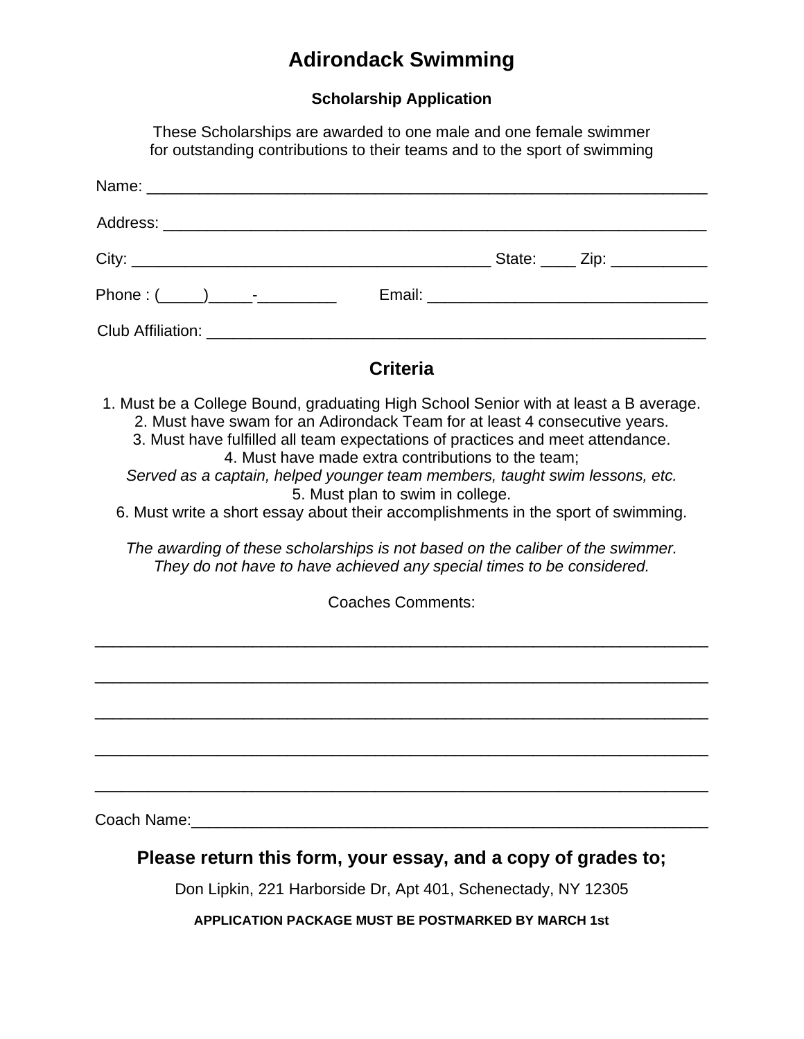# Adirondack Swimming

### Scholarship Application

These Scholarships are awarded to one male and one female swimmer
for outstanding contributions to their teams and to the sport of swimming

Name: ____________________________________________________________

Address: __________________________________________________________

City: ________________________________________ State: ____ Zip: ___________

Phone : (_____)_____-_________ Email: ________________________________

Club Affiliation: _____________________________________________________

## Criteria

1. Must be a College Bound, graduating High School Senior with at least a B average.
2. Must have swam for an Adirondack Team for at least 4 consecutive years.
3. Must have fulfilled all team expectations of practices and meet attendance.
4. Must have made extra contributions to the team;
   *Served as a captain, helped younger team members, taught swim lessons, etc.*
5. Must plan to swim in college.
6. Must write a short essay about their accomplishments in the sport of swimming.

*The awarding of these scholarships is not based on the caliber of the swimmer.*
*They do not have to have achieved any special times to be considered.*

Coaches Comments:

______________________________________________________________________

______________________________________________________________________

______________________________________________________________________

______________________________________________________________________

______________________________________________________________________

Coach Name:____________________________________________________________

### Please return this form, your essay, and a copy of grades to;

Don Lipkin, 221 Harborside Dr, Apt 401, Schenectady, NY 12305

**APPLICATION PACKAGE MUST BE POSTMARKED BY MARCH 1st**